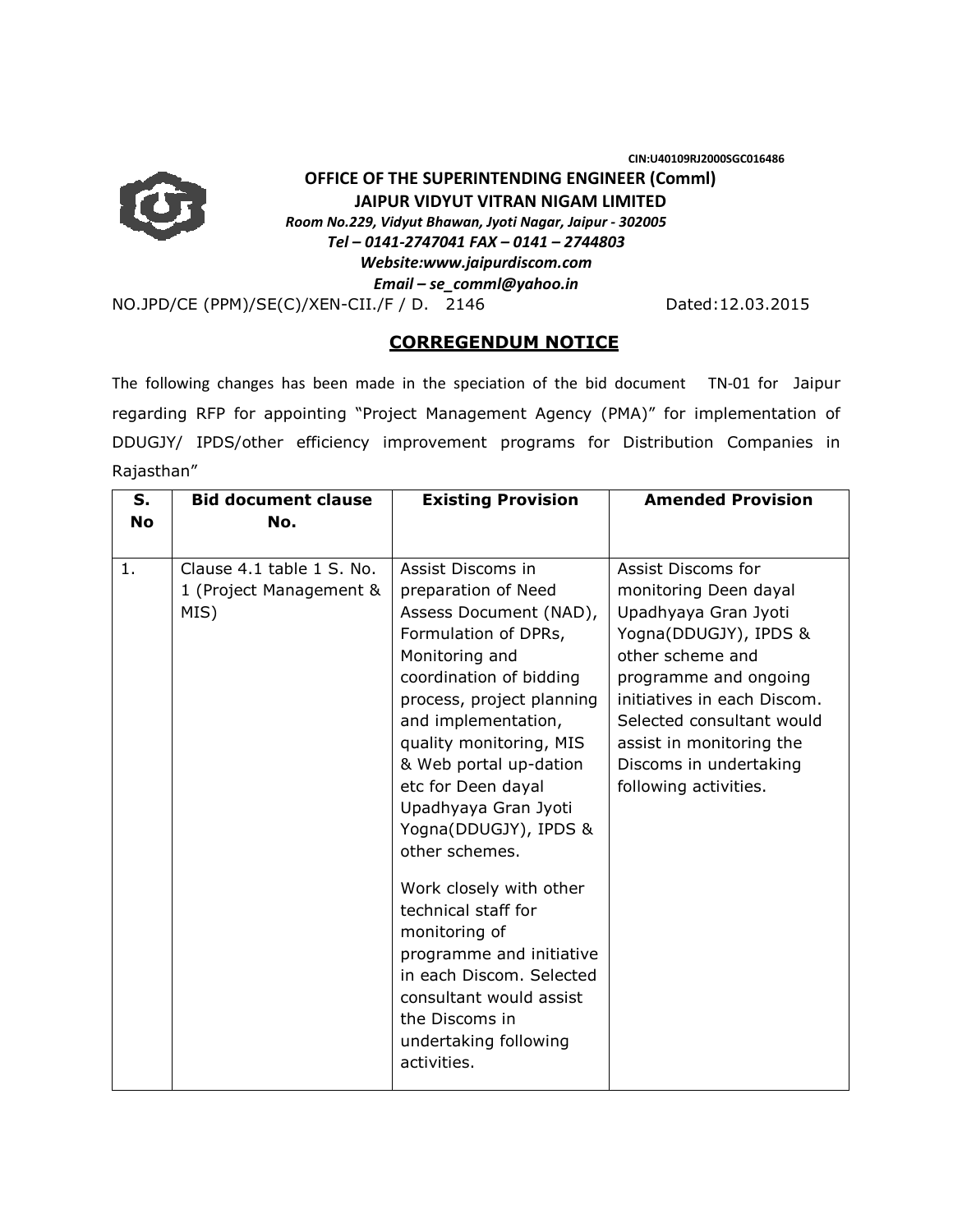CIN:U40109RJ2000SGC016486

**OFFICE OF THE SUPERINTENDING ENGINEER (Comml)**
**JAIPUR VIDYUT VITRAN NIGAM LIMITED**
*Room No.229, Vidyut Bhawan, Jyoti Nagar, Jaipur - 302005*
*Tel – 0141-2747041 FAX – 0141 – 2744803*
*Website:www.jaipurdiscom.com*
*Email – se_comml@yahoo.in*

NO.JPD/CE (PPM)/SE(C)/XEN-CII./F / D. 2146 Dated:12.03.2015

## CORREGENDUM NOTICE

The following changes has been made in the speciation of the bid document TN-01 for Jaipur regarding RFP for appointing "Project Management Agency (PMA)" for implementation of DDUGJY/ IPDS/other efficiency improvement programs for Distribution Companies in Rajasthan"

| S. No | Bid document clause No. | Existing Provision | Amended Provision |
|---|---|---|---|
| 1. | Clause 4.1 table 1 S. No. 1 (Project Management & MIS) | Assist Discoms in preparation of Need Assess Document (NAD), Formulation of DPRs, Monitoring and coordination of bidding process, project planning and implementation, quality monitoring, MIS & Web portal up-dation etc for Deen dayal Upadhyaya Gran Jyoti Yogna(DDUGJY), IPDS & other schemes.<br><br>Work closely with other technical staff for monitoring of programme and initiative in each Discom. Selected consultant would assist the Discoms in undertaking following activities. | Assist Discoms for monitoring Deen dayal Upadhyaya Gran Jyoti Yogna(DDUGJY), IPDS & other scheme and programme and ongoing initiatives in each Discom. Selected consultant would assist in monitoring the Discoms in undertaking following activities. |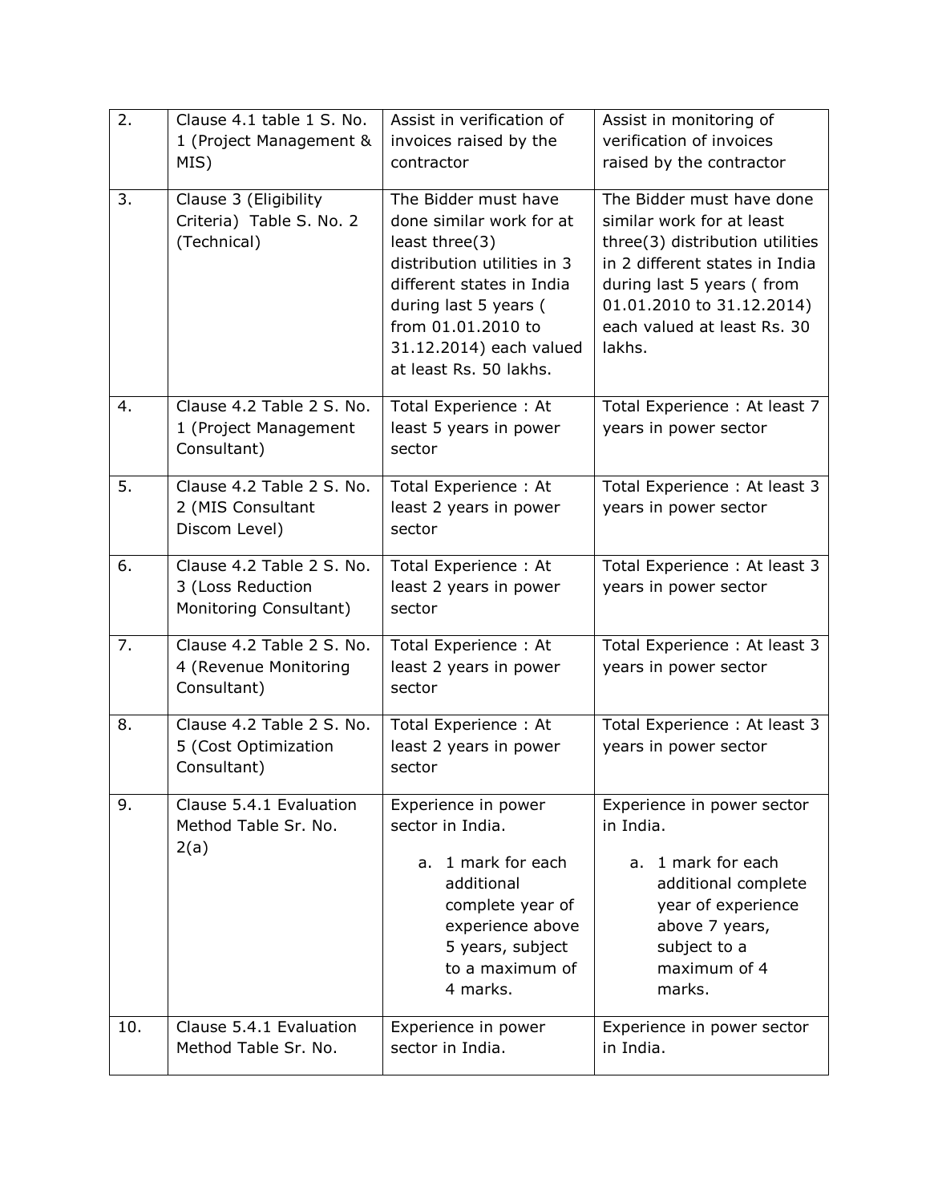| 2. | Clause 4.1 table 1 S. No. 1 (Project Management & MIS) | Assist in verification of invoices raised by the contractor | Assist in monitoring of verification of invoices raised by the contractor |
|---|---|---|---|
| 3. | Clause 3 (Eligibility Criteria) Table S. No. 2 (Technical) | The Bidder must have done similar work for at least three(3) distribution utilities in 3 different states in India during last 5 years ( from 01.01.2010 to 31.12.2014) each valued at least Rs. 50 lakhs. | The Bidder must have done similar work for at least three(3) distribution utilities in 2 different states in India during last 5 years ( from 01.01.2010 to 31.12.2014) each valued at least Rs. 30 lakhs. |
| 4. | Clause 4.2 Table 2 S. No. 1 (Project Management Consultant) | Total Experience : At least 5 years in power sector | Total Experience : At least 7 years in power sector |
| 5. | Clause 4.2 Table 2 S. No. 2 (MIS Consultant Discom Level) | Total Experience : At least 2 years in power sector | Total Experience : At least 3 years in power sector |
| 6. | Clause 4.2 Table 2 S. No. 3 (Loss Reduction Monitoring Consultant) | Total Experience : At least 2 years in power sector | Total Experience : At least 3 years in power sector |
| 7. | Clause 4.2 Table 2 S. No. 4 (Revenue Monitoring Consultant) | Total Experience : At least 2 years in power sector | Total Experience : At least 3 years in power sector |
| 8. | Clause 4.2 Table 2 S. No. 5 (Cost Optimization Consultant) | Total Experience : At least 2 years in power sector | Total Experience : At least 3 years in power sector |
| 9. | Clause 5.4.1 Evaluation Method Table Sr. No. 2(a) | Experience in power sector in India.<br>a. 1 mark for each additional complete year of experience above 5 years, subject to a maximum of 4 marks. | Experience in power sector in India.<br>a. 1 mark for each additional complete year of experience above 7 years, subject to a maximum of 4 marks. |
| 10. | Clause 5.4.1 Evaluation Method Table Sr. No. | Experience in power sector in India. | Experience in power sector in India. |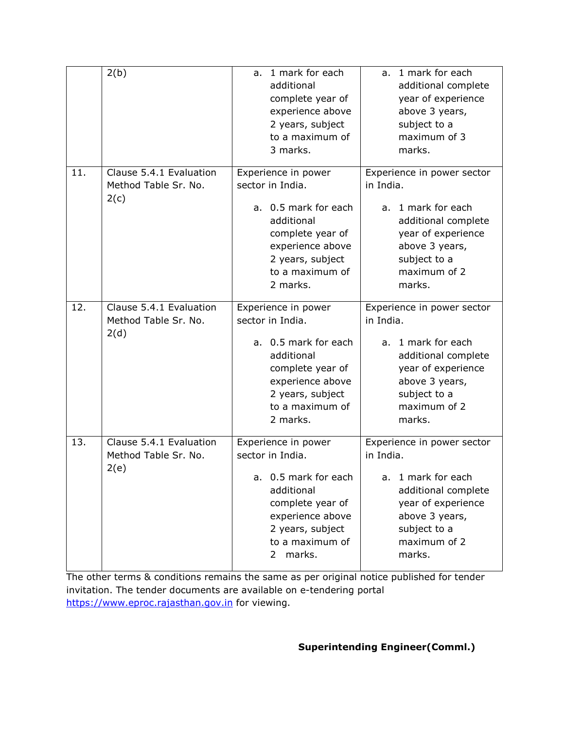| | | | |
|---|---|---|---|
| | 2(b) | a. 1 mark for each additional complete year of experience above 2 years, subject to a maximum of 3 marks. | a. 1 mark for each additional complete year of experience above 3 years, subject to a maximum of 3 marks. |
| 11. | Clause 5.4.1 Evaluation Method Table Sr. No. 2(c) | Experience in power sector in India.<br><br>a. 0.5 mark for each additional complete year of experience above 2 years, subject to a maximum of 2 marks. | Experience in power sector in India.<br><br>a. 1 mark for each additional complete year of experience above 3 years, subject to a maximum of 2 marks. |
| 12. | Clause 5.4.1 Evaluation Method Table Sr. No. 2(d) | Experience in power sector in India.<br><br>a. 0.5 mark for each additional complete year of experience above 2 years, subject to a maximum of 2 marks. | Experience in power sector in India.<br><br>a. 1 mark for each additional complete year of experience above 3 years, subject to a maximum of 2 marks. |
| 13. | Clause 5.4.1 Evaluation Method Table Sr. No. 2(e) | Experience in power sector in India.<br><br>a. 0.5 mark for each additional complete year of experience above 2 years, subject to a maximum of 2 marks. | Experience in power sector in India.<br><br>a. 1 mark for each additional complete year of experience above 3 years, subject to a maximum of 2 marks. |

The other terms & conditions remains the same as per original notice published for tender invitation. The tender documents are available on e-tendering portal https://www.eproc.rajasthan.gov.in for viewing.

**Superintending Engineer(Comml.)**